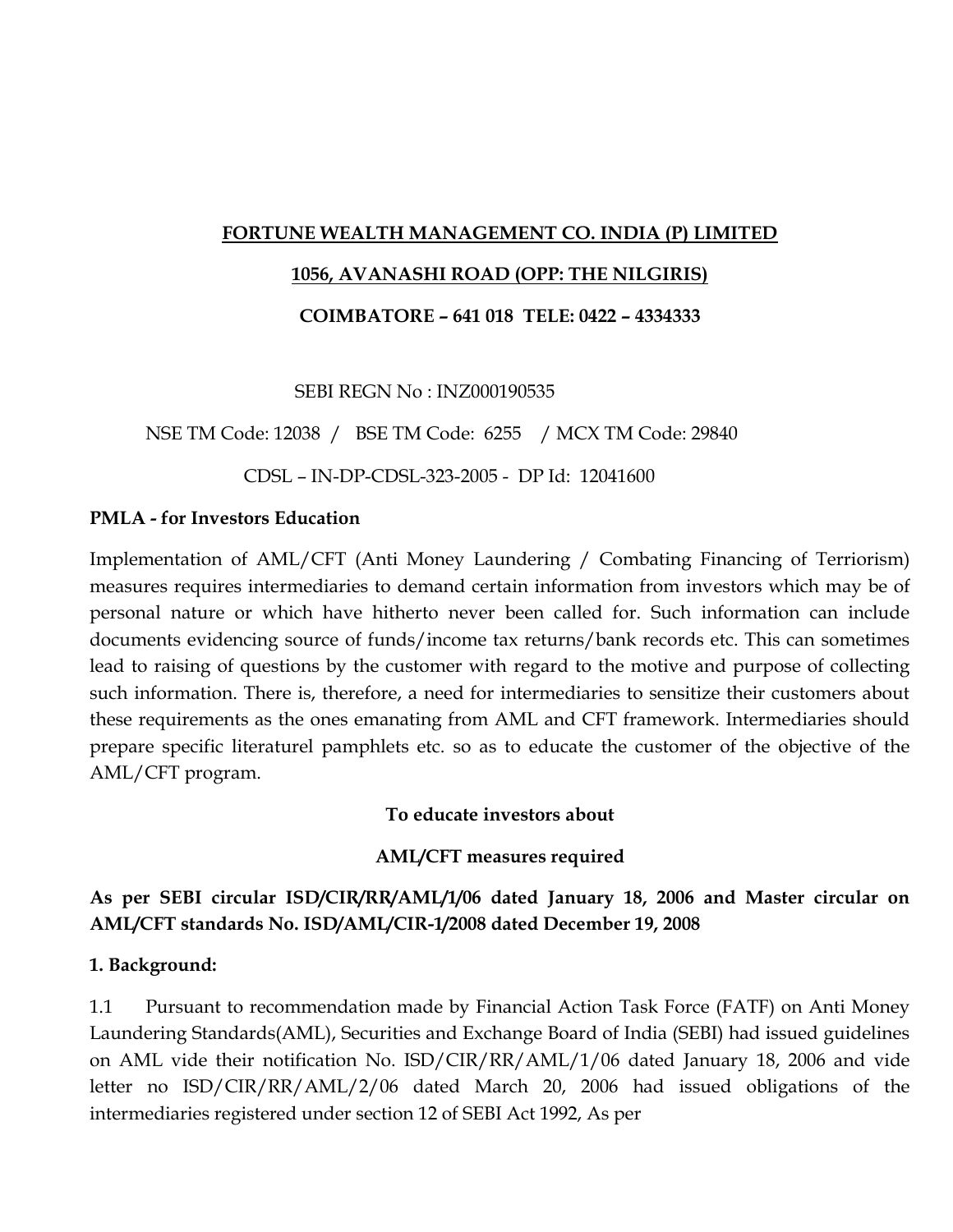**FORTUNE WEALTH MANAGEMENT CO. INDIA (P) LIMITED**

**1056, AVANASHI ROAD (OPP: THE NILGIRIS)**

**COIMBATORE – 641 018 TELE: 0422 – 4334333**

SEBI REGN No : INZ000190535

NSE TM Code: 12038 / BSE TM Code: 6255 / MCX TM Code: 29840

CDSL – IN-DP-CDSL-323-2005 - DP Id: 12041600

**PMLA - for Investors Education**

Implementation of AML/CFT (Anti Money Laundering / Combating Financing of Terriorism) measures requires intermediaries to demand certain information from investors which may be of personal nature or which have hitherto never been called for. Such information can include documents evidencing source of funds/income tax returns/bank records etc. This can sometimes lead to raising of questions by the customer with regard to the motive and purpose of collecting such information. There is, therefore, a need for intermediaries to sensitize their customers about these requirements as the ones emanating from AML and CFT framework. Intermediaries should prepare specific literaturel pamphlets etc. so as to educate the customer of the objective of the AML/CFT program.

**To educate investors about**

**AML/CFT measures required**

**As per SEBI circular ISD/CIR/RR/AML/1/06 dated January 18, 2006 and Master circular on AML/CFT standards No. ISD/AML/CIR-1/2008 dated December 19, 2008**

**1. Background:**

1.1 Pursuant to recommendation made by Financial Action Task Force (FATF) on Anti Money Laundering Standards(AML), Securities and Exchange Board of India (SEBI) had issued guidelines on AML vide their notification No. ISD/CIR/RR/AML/1/06 dated January 18, 2006 and vide letter no ISD/CIR/RR/AML/2/06 dated March 20, 2006 had issued obligations of the intermediaries registered under section 12 of SEBI Act 1992, As per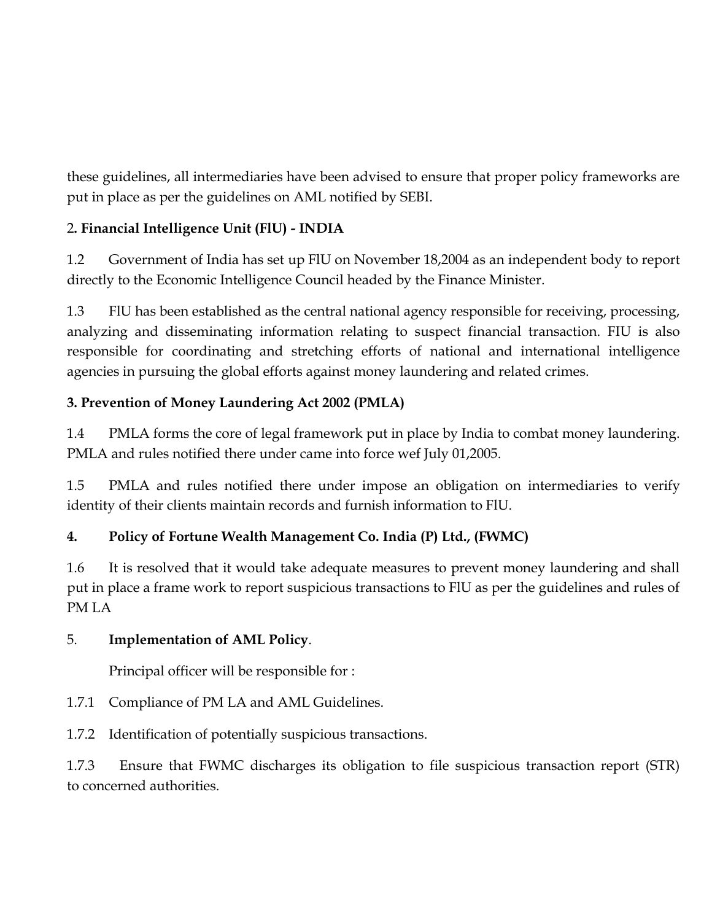these guidelines, all intermediaries have been advised to ensure that proper policy frameworks are put in place as per the guidelines on AML notified by SEBI.

**2. Financial Intelligence Unit (FlU) - INDIA**

1.2 Government of India has set up FlU on November 18,2004 as an independent body to report directly to the Economic Intelligence Council headed by the Finance Minister.

1.3 FlU has been established as the central national agency responsible for receiving, processing, analyzing and disseminating information relating to suspect financial transaction. FIU is also responsible for coordinating and stretching efforts of national and international intelligence agencies in pursuing the global efforts against money laundering and related crimes.

**3. Prevention of Money Laundering Act 2002 (PMLA)**

1.4 PMLA forms the core of legal framework put in place by India to combat money laundering. PMLA and rules notified there under came into force wef July 01,2005.

1.5 PMLA and rules notified there under impose an obligation on intermediaries to verify identity of their clients maintain records and furnish information to FlU.

**4. Policy of Fortune Wealth Management Co. India (P) Ltd., (FWMC)**

1.6 It is resolved that it would take adequate measures to prevent money laundering and shall put in place a frame work to report suspicious transactions to FlU as per the guidelines and rules of PM LA

5. **Implementation of AML Policy**.

Principal officer will be responsible for :

1.7.1 Compliance of PM LA and AML Guidelines.

1.7.2 Identification of potentially suspicious transactions.

1.7.3 Ensure that FWMC discharges its obligation to file suspicious transaction report (STR) to concerned authorities.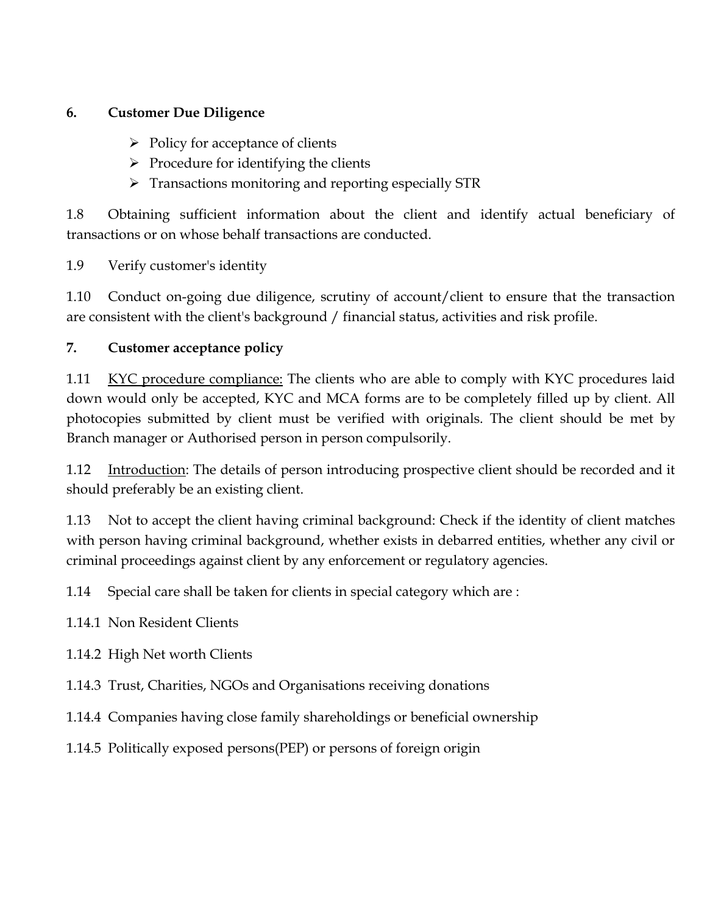**6. Customer Due Diligence**

- Policy for acceptance of clients
- Procedure for identifying the clients
- Transactions monitoring and reporting especially STR

1.8 Obtaining sufficient information about the client and identify actual beneficiary of transactions or on whose behalf transactions are conducted.

1.9 Verify customer's identity

1.10 Conduct on-going due diligence, scrutiny of account/client to ensure that the transaction are consistent with the client's background / financial status, activities and risk profile.

**7. Customer acceptance policy**

1.11 <u>KYC procedure compliance:</u> The clients who are able to comply with KYC procedures laid down would only be accepted, KYC and MCA forms are to be completely filled up by client. All photocopies submitted by client must be verified with originals. The client should be met by Branch manager or Authorised person in person compulsorily.

1.12 <u>Introduction</u>: The details of person introducing prospective client should be recorded and it should preferably be an existing client.

1.13 Not to accept the client having criminal background: Check if the identity of client matches with person having criminal background, whether exists in debarred entities, whether any civil or criminal proceedings against client by any enforcement or regulatory agencies.

1.14 Special care shall be taken for clients in special category which are :

1.14.1 Non Resident Clients

1.14.2 High Net worth Clients

1.14.3 Trust, Charities, NGOs and Organisations receiving donations

1.14.4 Companies having close family shareholdings or beneficial ownership

1.14.5 Politically exposed persons(PEP) or persons of foreign origin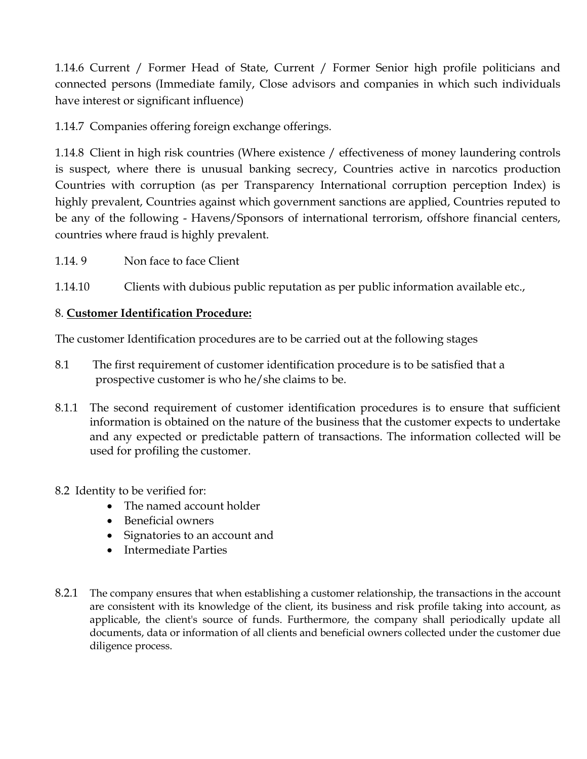1.14.6 Current / Former Head of State, Current / Former Senior high profile politicians and connected persons (Immediate family, Close advisors and companies in which such individuals have interest or significant influence)

1.14.7 Companies offering foreign exchange offerings.

1.14.8 Client in high risk countries (Where existence / effectiveness of money laundering controls is suspect, where there is unusual banking secrecy, Countries active in narcotics production Countries with corruption (as per Transparency International corruption perception Index) is highly prevalent, Countries against which government sanctions are applied, Countries reputed to be any of the following - Havens/Sponsors of international terrorism, offshore financial centers, countries where fraud is highly prevalent.

1.14. 9 Non face to face Client

1.14.10 Clients with dubious public reputation as per public information available etc.,

8. **Customer Identification Procedure:**

The customer Identification procedures are to be carried out at the following stages

8.1 The first requirement of customer identification procedure is to be satisfied that a prospective customer is who he/she claims to be.

8.1.1 The second requirement of customer identification procedures is to ensure that sufficient information is obtained on the nature of the business that the customer expects to undertake and any expected or predictable pattern of transactions. The information collected will be used for profiling the customer.

8.2 Identity to be verified for:

- The named account holder
- Beneficial owners
- Signatories to an account and
- Intermediate Parties

8.2.1 The company ensures that when establishing a customer relationship, the transactions in the account are consistent with its knowledge of the client, its business and risk profile taking into account, as applicable, the client's source of funds. Furthermore, the company shall periodically update all documents, data or information of all clients and beneficial owners collected under the customer due diligence process.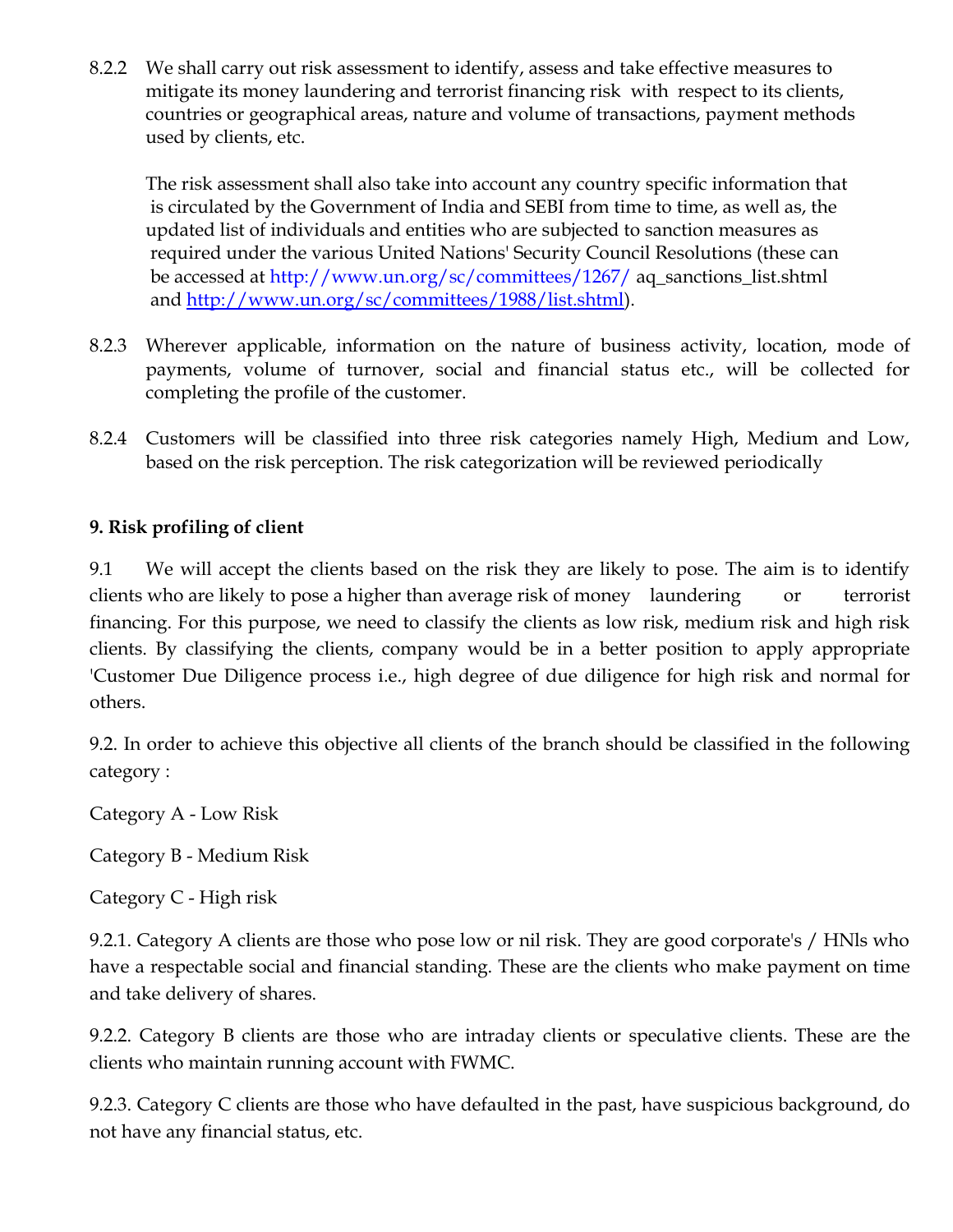8.2.2 We shall carry out risk assessment to identify, assess and take effective measures to mitigate its money laundering and terrorist financing risk with respect to its clients, countries or geographical areas, nature and volume of transactions, payment methods used by clients, etc.

The risk assessment shall also take into account any country specific information that is circulated by the Government of India and SEBI from time to time, as well as, the updated list of individuals and entities who are subjected to sanction measures as required under the various United Nations' Security Council Resolutions (these can be accessed at http://www.un.org/sc/committees/1267/ aq_sanctions_list.shtml and http://www.un.org/sc/committees/1988/list.shtml).

8.2.3 Wherever applicable, information on the nature of business activity, location, mode of payments, volume of turnover, social and financial status etc., will be collected for completing the profile of the customer.

8.2.4 Customers will be classified into three risk categories namely High, Medium and Low, based on the risk perception. The risk categorization will be reviewed periodically

**9. Risk profiling of client**

9.1 We will accept the clients based on the risk they are likely to pose. The aim is to identify clients who are likely to pose a higher than average risk of money laundering or terrorist financing. For this purpose, we need to classify the clients as low risk, medium risk and high risk clients. By classifying the clients, company would be in a better position to apply appropriate 'Customer Due Diligence process i.e., high degree of due diligence for high risk and normal for others.

9.2. In order to achieve this objective all clients of the branch should be classified in the following category :

Category A - Low Risk

Category B - Medium Risk

Category C - High risk

9.2.1. Category A clients are those who pose low or nil risk. They are good corporate's / HNls who have a respectable social and financial standing. These are the clients who make payment on time and take delivery of shares.

9.2.2. Category B clients are those who are intraday clients or speculative clients. These are the clients who maintain running account with FWMC.

9.2.3. Category C clients are those who have defaulted in the past, have suspicious background, do not have any financial status, etc.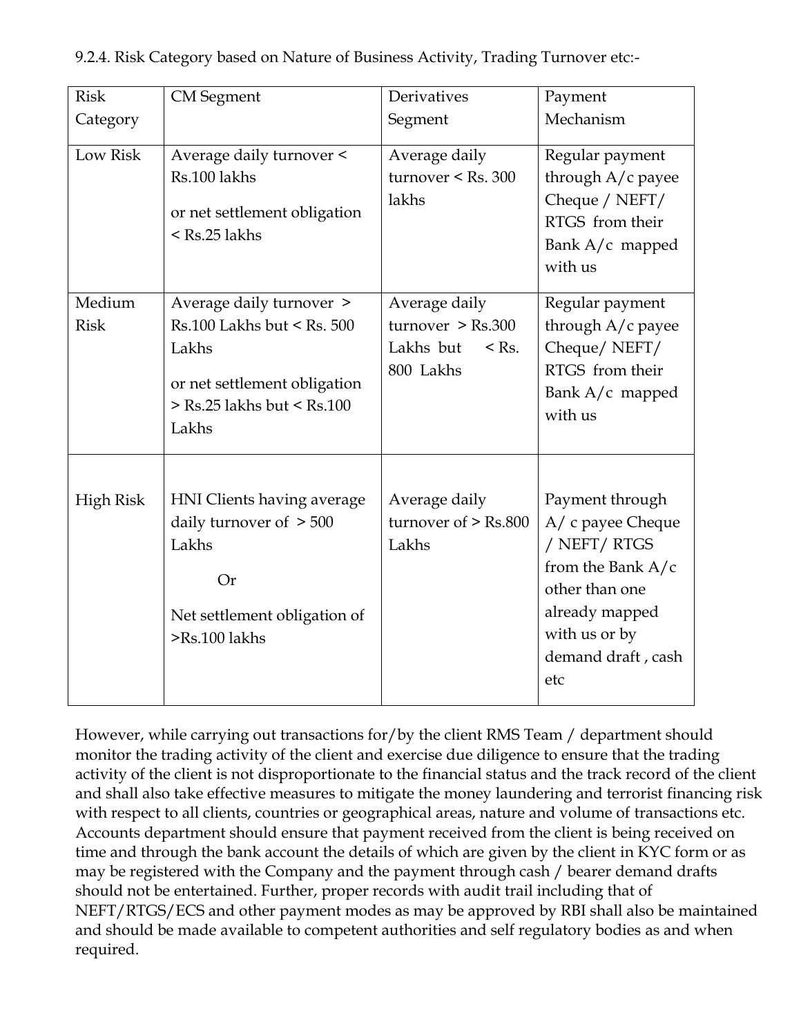9.2.4. Risk Category based on Nature of Business Activity, Trading Turnover etc:-

| Risk Category | CM Segment | Derivatives Segment | Payment Mechanism |
|---|---|---|---|
| Low Risk | Average daily turnover < Rs.100 lakhs<br><br>or net settlement obligation < Rs.25 lakhs | Average daily turnover < Rs. 300 lakhs | Regular payment through A/c payee Cheque / NEFT/ RTGS from their Bank A/c mapped with us |
| Medium Risk | Average daily turnover > Rs.100 Lakhs but < Rs. 500 Lakhs<br><br>or net settlement obligation > Rs.25 lakhs but < Rs.100 Lakhs | Average daily turnover > Rs.300 Lakhs but < Rs. 800 Lakhs | Regular payment through A/c payee Cheque/ NEFT/ RTGS from their Bank A/c mapped with us |
| High Risk | HNI Clients having average daily turnover of > 500 Lakhs<br><br>Or<br><br>Net settlement obligation of >Rs.100 lakhs | Average daily turnover of > Rs.800 Lakhs | Payment through A/ c payee Cheque / NEFT/ RTGS from the Bank A/c other than one already mapped with us or by demand draft , cash etc |

However, while carrying out transactions for/by the client RMS Team / department should monitor the trading activity of the client and exercise due diligence to ensure that the trading activity of the client is not disproportionate to the financial status and the track record of the client and shall also take effective measures to mitigate the money laundering and terrorist financing risk with respect to all clients, countries or geographical areas, nature and volume of transactions etc. Accounts department should ensure that payment received from the client is being received on time and through the bank account the details of which are given by the client in KYC form or as may be registered with the Company and the payment through cash / bearer demand drafts should not be entertained. Further, proper records with audit trail including that of NEFT/RTGS/ECS and other payment modes as may be approved by RBI shall also be maintained and should be made available to competent authorities and self regulatory bodies as and when required.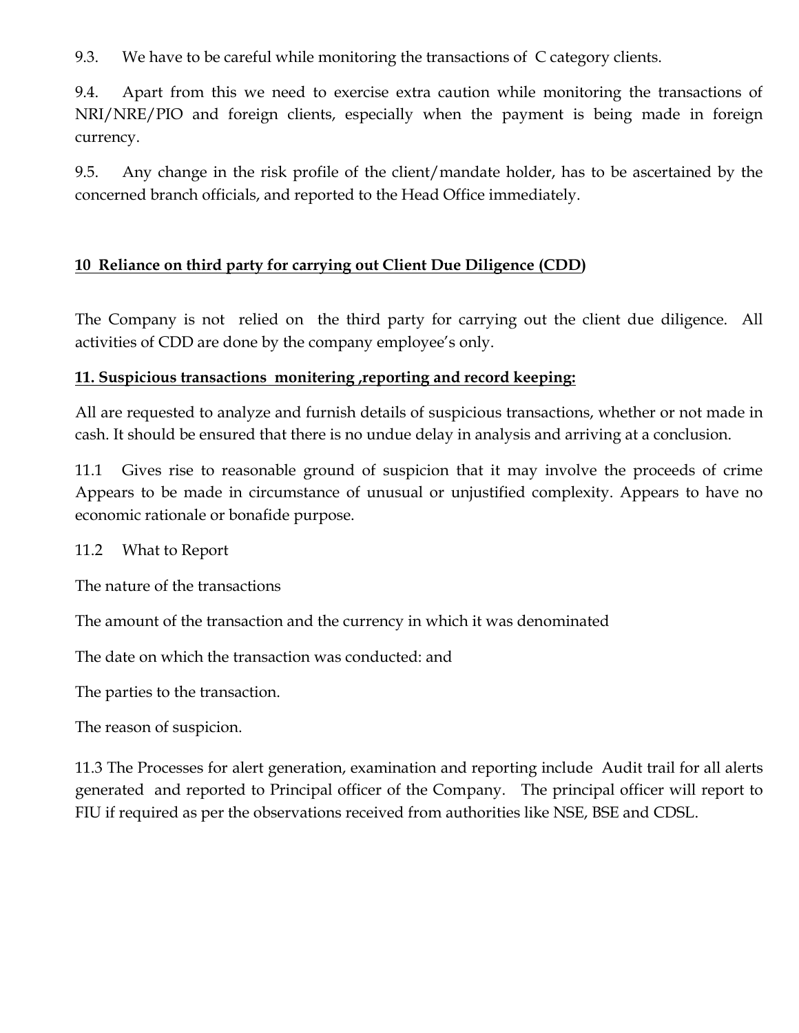9.3. We have to be careful while monitoring the transactions of C category clients.

9.4. Apart from this we need to exercise extra caution while monitoring the transactions of NRI/NRE/PIO and foreign clients, especially when the payment is being made in foreign currency.

9.5. Any change in the risk profile of the client/mandate holder, has to be ascertained by the concerned branch officials, and reported to the Head Office immediately.

## 10 Reliance on third party for carrying out Client Due Diligence (CDD)

The Company is not relied on the third party for carrying out the client due diligence. All activities of CDD are done by the company employee's only.

## 11. Suspicious transactions monitering ,reporting and record keeping:

All are requested to analyze and furnish details of suspicious transactions, whether or not made in cash. It should be ensured that there is no undue delay in analysis and arriving at a conclusion.

11.1 Gives rise to reasonable ground of suspicion that it may involve the proceeds of crime Appears to be made in circumstance of unusual or unjustified complexity. Appears to have no economic rationale or bonafide purpose.

11.2 What to Report

The nature of the transactions

The amount of the transaction and the currency in which it was denominated

The date on which the transaction was conducted: and

The parties to the transaction.

The reason of suspicion.

11.3 The Processes for alert generation, examination and reporting include Audit trail for all alerts generated and reported to Principal officer of the Company. The principal officer will report to FIU if required as per the observations received from authorities like NSE, BSE and CDSL.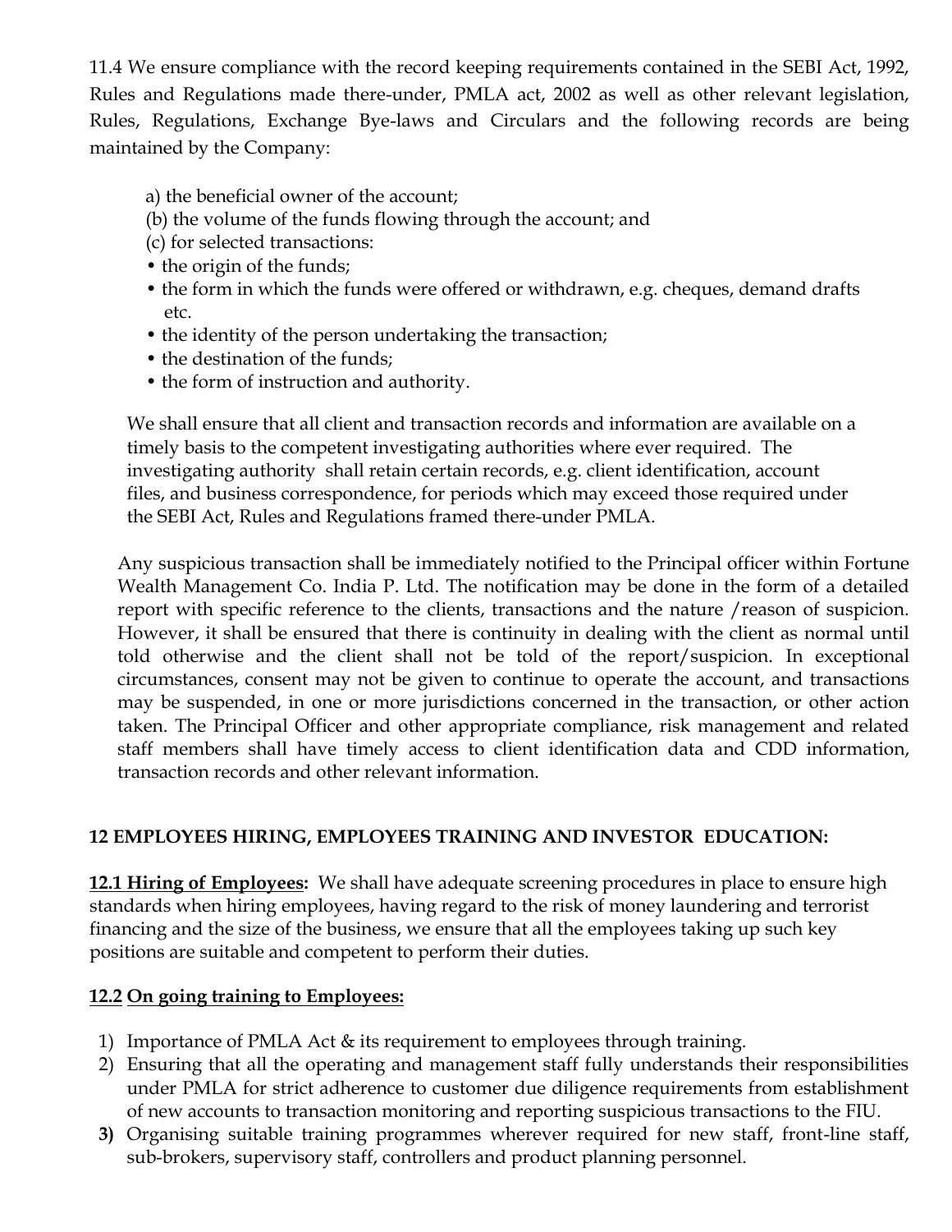11.4 We ensure compliance with the record keeping requirements contained in the SEBI Act, 1992, Rules and Regulations made there-under, PMLA act, 2002 as well as other relevant legislation, Rules, Regulations, Exchange Bye-laws and Circulars and the following records are being maintained by the Company:

a) the beneficial owner of the account;
(b) the volume of the funds flowing through the account; and
(c) for selected transactions:
- the origin of the funds;
- the form in which the funds were offered or withdrawn, e.g. cheques, demand drafts etc.
- the identity of the person undertaking the transaction;
- the destination of the funds;
- the form of instruction and authority.

We shall ensure that all client and transaction records and information are available on a timely basis to the competent investigating authorities where ever required. The investigating authority shall retain certain records, e.g. client identification, account files, and business correspondence, for periods which may exceed those required under the SEBI Act, Rules and Regulations framed there-under PMLA.

Any suspicious transaction shall be immediately notified to the Principal officer within Fortune Wealth Management Co. India P. Ltd. The notification may be done in the form of a detailed report with specific reference to the clients, transactions and the nature /reason of suspicion. However, it shall be ensured that there is continuity in dealing with the client as normal until told otherwise and the client shall not be told of the report/suspicion. In exceptional circumstances, consent may not be given to continue to operate the account, and transactions may be suspended, in one or more jurisdictions concerned in the transaction, or other action taken. The Principal Officer and other appropriate compliance, risk management and related staff members shall have timely access to client identification data and CDD information, transaction records and other relevant information.

## 12 EMPLOYEES HIRING, EMPLOYEES TRAINING AND INVESTOR EDUCATION:

**12.1 Hiring of Employees:** We shall have adequate screening procedures in place to ensure high standards when hiring employees, having regard to the risk of money laundering and terrorist financing and the size of the business, we ensure that all the employees taking up such key positions are suitable and competent to perform their duties.

**12.2 On going training to Employees:**

1) Importance of PMLA Act & its requirement to employees through training.
2) Ensuring that all the operating and management staff fully understands their responsibilities under PMLA for strict adherence to customer due diligence requirements from establishment of new accounts to transaction monitoring and reporting suspicious transactions to the FIU.
3) Organising suitable training programmes wherever required for new staff, front-line staff, sub-brokers, supervisory staff, controllers and product planning personnel.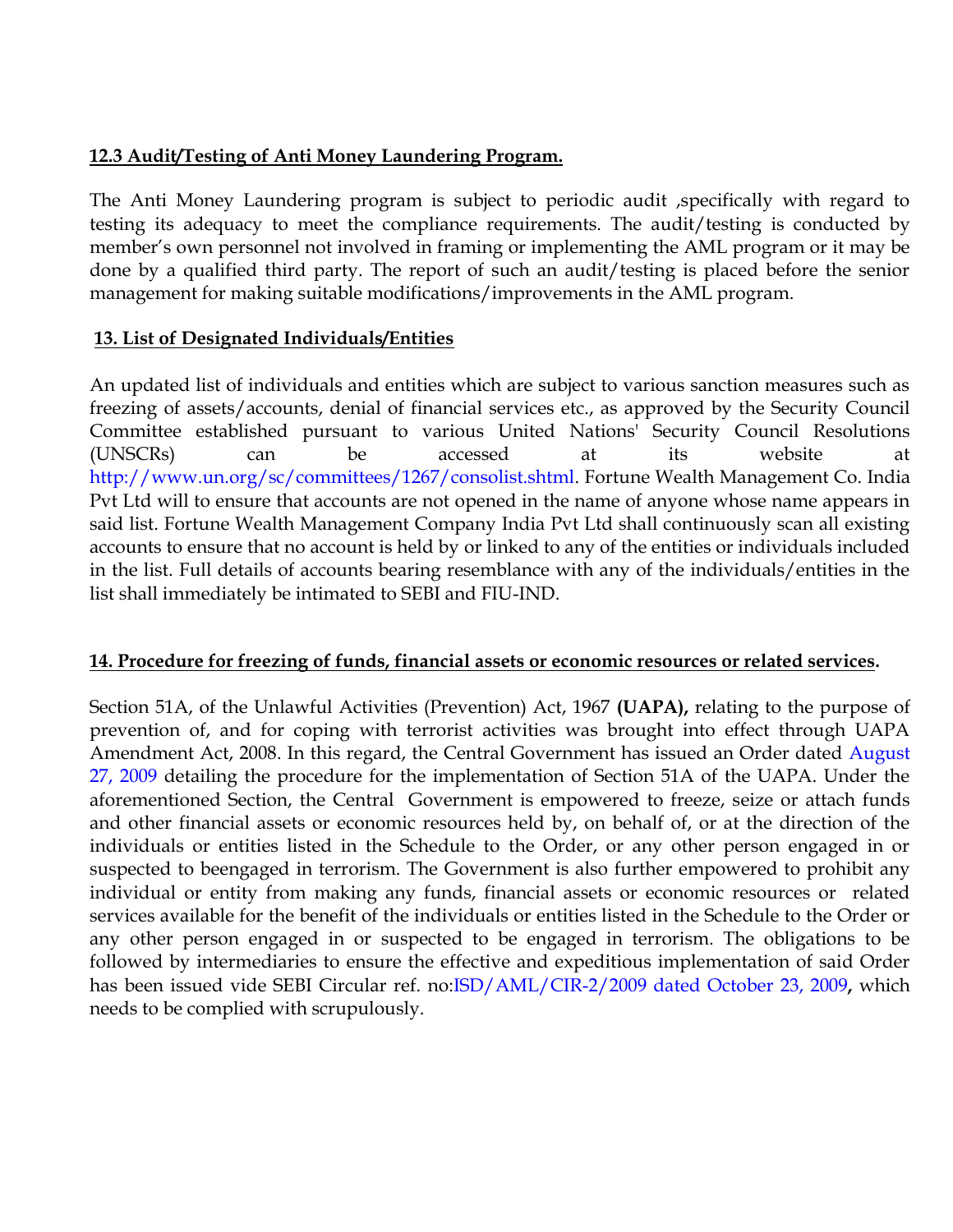**12.3 Audit/Testing of Anti Money Laundering Program.**

The Anti Money Laundering program is subject to periodic audit ,specifically with regard to testing its adequacy to meet the compliance requirements. The audit/testing is conducted by member's own personnel not involved in framing or implementing the AML program or it may be done by a qualified third party. The report of such an audit/testing is placed before the senior management for making suitable modifications/improvements in the AML program.

**13. List of Designated Individuals/Entities**

An updated list of individuals and entities which are subject to various sanction measures such as freezing of assets/accounts, denial of financial services etc., as approved by the Security Council Committee established pursuant to various United Nations' Security Council Resolutions (UNSCRs) can be accessed at its website at http://www.un.org/sc/committees/1267/consolist.shtml. Fortune Wealth Management Co. India Pvt Ltd will to ensure that accounts are not opened in the name of anyone whose name appears in said list. Fortune Wealth Management Company India Pvt Ltd shall continuously scan all existing accounts to ensure that no account is held by or linked to any of the entities or individuals included in the list. Full details of accounts bearing resemblance with any of the individuals/entities in the list shall immediately be intimated to SEBI and FIU-IND.

**14. Procedure for freezing of funds, financial assets or economic resources or related services.**

Section 51A, of the Unlawful Activities (Prevention) Act, 1967 **(UAPA),** relating to the purpose of prevention of, and for coping with terrorist activities was brought into effect through UAPA Amendment Act, 2008. In this regard, the Central Government has issued an Order dated August 27, 2009 detailing the procedure for the implementation of Section 51A of the UAPA. Under the aforementioned Section, the Central Government is empowered to freeze, seize or attach funds and other financial assets or economic resources held by, on behalf of, or at the direction of the individuals or entities listed in the Schedule to the Order, or any other person engaged in or suspected to beengaged in terrorism. The Government is also further empowered to prohibit any individual or entity from making any funds, financial assets or economic resources or related services available for the benefit of the individuals or entities listed in the Schedule to the Order or any other person engaged in or suspected to be engaged in terrorism. The obligations to be followed by intermediaries to ensure the effective and expeditious implementation of said Order has been issued vide SEBI Circular ref. no:ISD/AML/CIR-2/2009 dated October 23, 2009**,** which needs to be complied with scrupulously.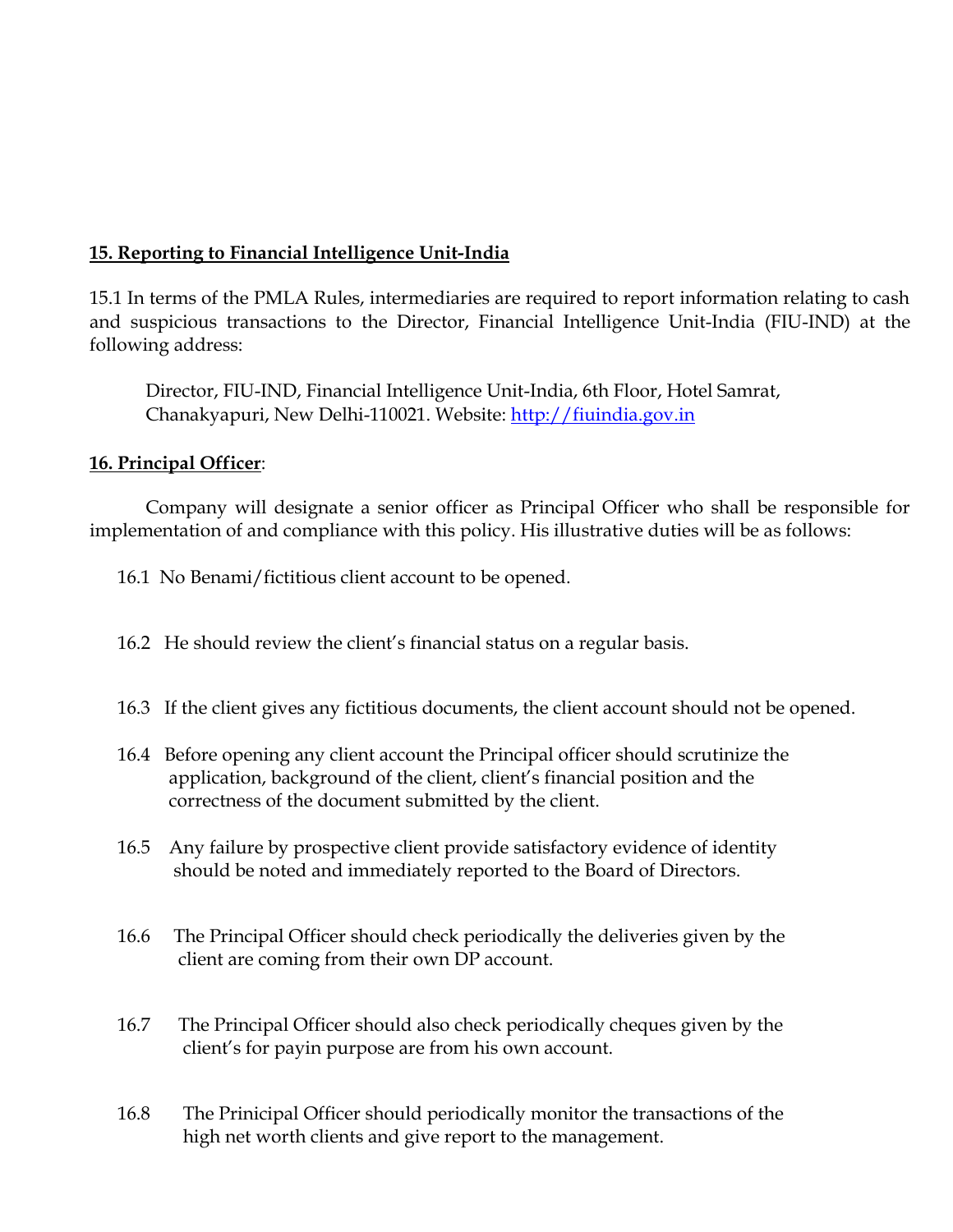## 15. Reporting to Financial Intelligence Unit-India

15.1 In terms of the PMLA Rules, intermediaries are required to report information relating to cash and suspicious transactions to the Director, Financial Intelligence Unit-India (FIU-IND) at the following address:

> Director, FIU-IND, Financial Intelligence Unit-India, 6th Floor, Hotel Samrat, Chanakyapuri, New Delhi-110021. Website: [http://fiuindia.gov.in](http://fiuindia.gov.in)

## 16. Principal Officer:

Company will designate a senior officer as Principal Officer who shall be responsible for implementation of and compliance with this policy. His illustrative duties will be as follows:

16.1 No Benami/fictitious client account to be opened.

16.2 He should review the client's financial status on a regular basis.

16.3 If the client gives any fictitious documents, the client account should not be opened.

16.4 Before opening any client account the Principal officer should scrutinize the application, background of the client, client's financial position and the correctness of the document submitted by the client.

16.5 Any failure by prospective client provide satisfactory evidence of identity should be noted and immediately reported to the Board of Directors.

16.6 The Principal Officer should check periodically the deliveries given by the client are coming from their own DP account.

16.7 The Principal Officer should also check periodically cheques given by the client's for payin purpose are from his own account.

16.8 The Prinicipal Officer should periodically monitor the transactions of the high net worth clients and give report to the management.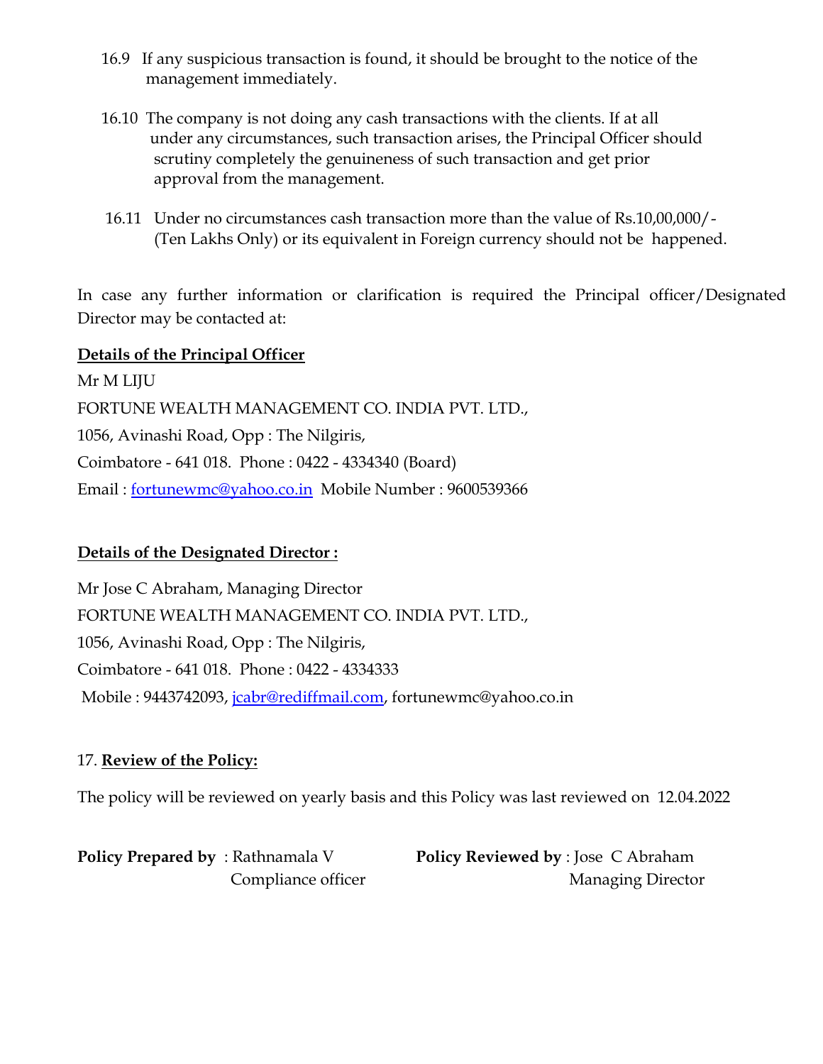16.9 If any suspicious transaction is found, it should be brought to the notice of the management immediately.

16.10 The company is not doing any cash transactions with the clients. If at all under any circumstances, such transaction arises, the Principal Officer should scrutiny completely the genuineness of such transaction and get prior approval from the management.

16.11 Under no circumstances cash transaction more than the value of Rs.10,00,000/- (Ten Lakhs Only) or its equivalent in Foreign currency should not be happened.

In case any further information or clarification is required the Principal officer/Designated Director may be contacted at:

**Details of the Principal Officer**

Mr M LIJU
FORTUNE WEALTH MANAGEMENT CO. INDIA PVT. LTD.,
1056, Avinashi Road, Opp : The Nilgiris,
Coimbatore - 641 018. Phone : 0422 - 4334340 (Board)
Email : fortunewmc@yahoo.co.in Mobile Number : 9600539366

**Details of the Designated Director :**

Mr Jose C Abraham, Managing Director
FORTUNE WEALTH MANAGEMENT CO. INDIA PVT. LTD.,
1056, Avinashi Road, Opp : The Nilgiris,
Coimbatore - 641 018. Phone : 0422 - 4334333
Mobile : 9443742093, jcabr@rediffmail.com, fortunewmc@yahoo.co.in

17. **Review of the Policy:**

The policy will be reviewed on yearly basis and this Policy was last reviewed on 12.04.2022

**Policy Prepared by** : Rathnamala V
Compliance officer

**Policy Reviewed by** : Jose C Abraham
Managing Director